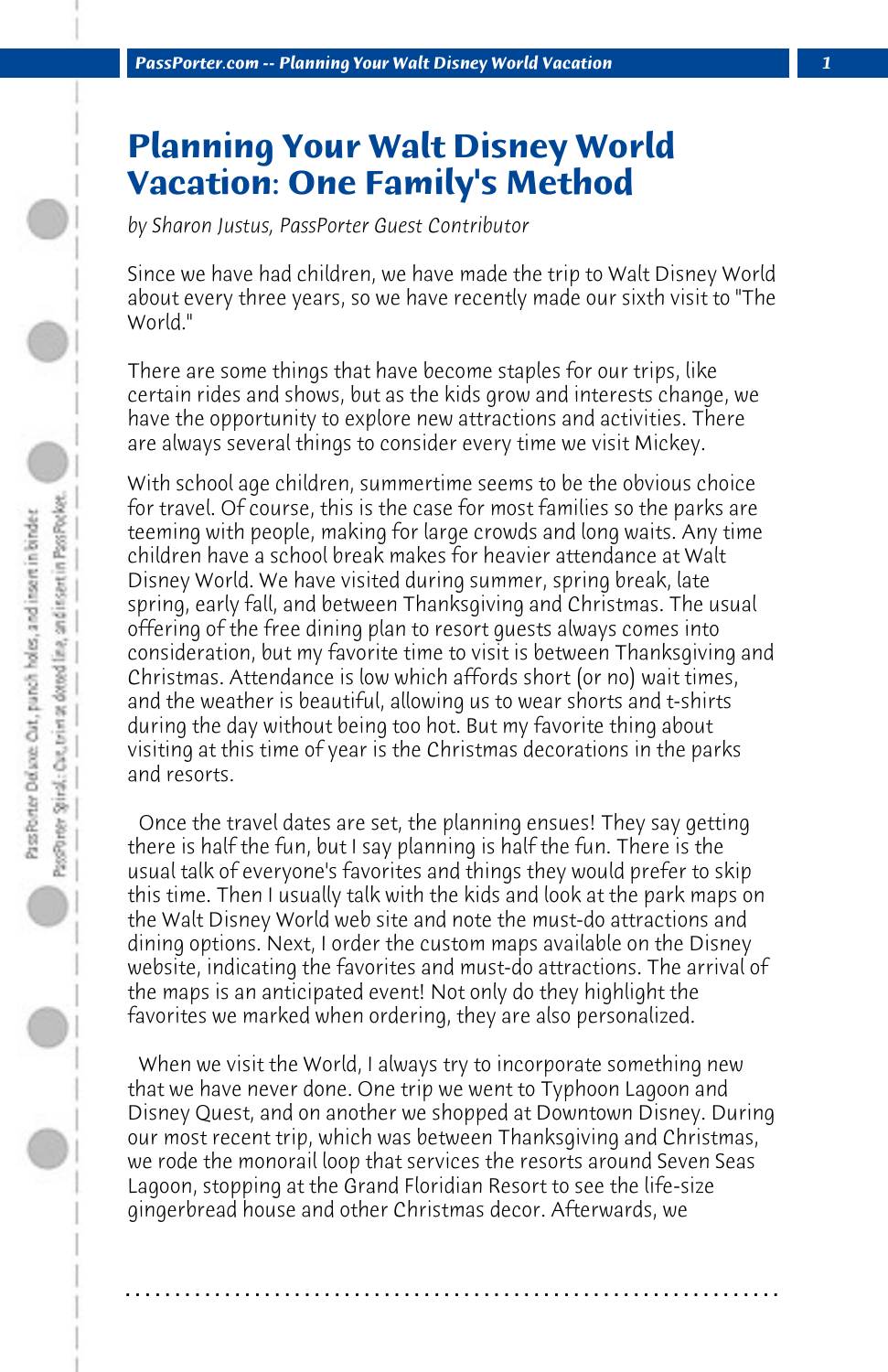# Planning Your Walt Disney World Vacation: One Family's Method

*by Sharon Justus, PassPorter Guest Contributor*

Since we have had children, we have made the trip to Walt Disney World about every three years, so we have recently made our sixth visit to "The World."

There are some things that have become staples for our trips, like certain rides and shows, but as the kids grow and interests change, we have the opportunity to explore new attractions and activities. There are always several things to consider every time we visit Mickey.

With school age children, summertime seems to be the obvious choice for travel. Of course, this is the case for most families so the parks are teeming with people, making for large crowds and long waits. Any time children have a school break makes for heavier attendance at Walt Disney World. We have visited during summer, spring break, late spring, early fall, and between Thanksgiving and Christmas. The usual offering of the free dining plan to resort guests always comes into consideration, but my favorite time to visit is between Thanksgiving and Christmas. Attendance is low which affords short (or no) wait times, and the weather is beautiful, allowing us to wear shorts and t-shirts during the day without being too hot. But my favorite thing about visiting at this time of year is the Christmas decorations in the parks and resorts.

Once the travel dates are set, the planning ensues! They say getting there is half the fun, but I say planning is half the fun. There is the usual talk of everyone's favorites and things they would prefer to skip this time. Then I usually talk with the kids and look at the park maps on the Walt Disney World web site and note the must-do attractions and dining options. Next, I order the custom maps available on the Disney website, indicating the favorites and must-do attractions. The arrival of the maps is an anticipated event! Not only do they highlight the favorites we marked when ordering, they are also personalized.

When we visit the World, I always try to incorporate something new that we have never done. One trip we went to Typhoon Lagoon and Disney Quest, and on another we shopped at Downtown Disney. During our most recent trip, which was between Thanksgiving and Christmas, we rode the monorail loop that services the resorts around Seven Seas Lagoon, stopping at the Grand Floridian Resort to see the life-size gingerbread house and other Christmas decor. Afterwards, we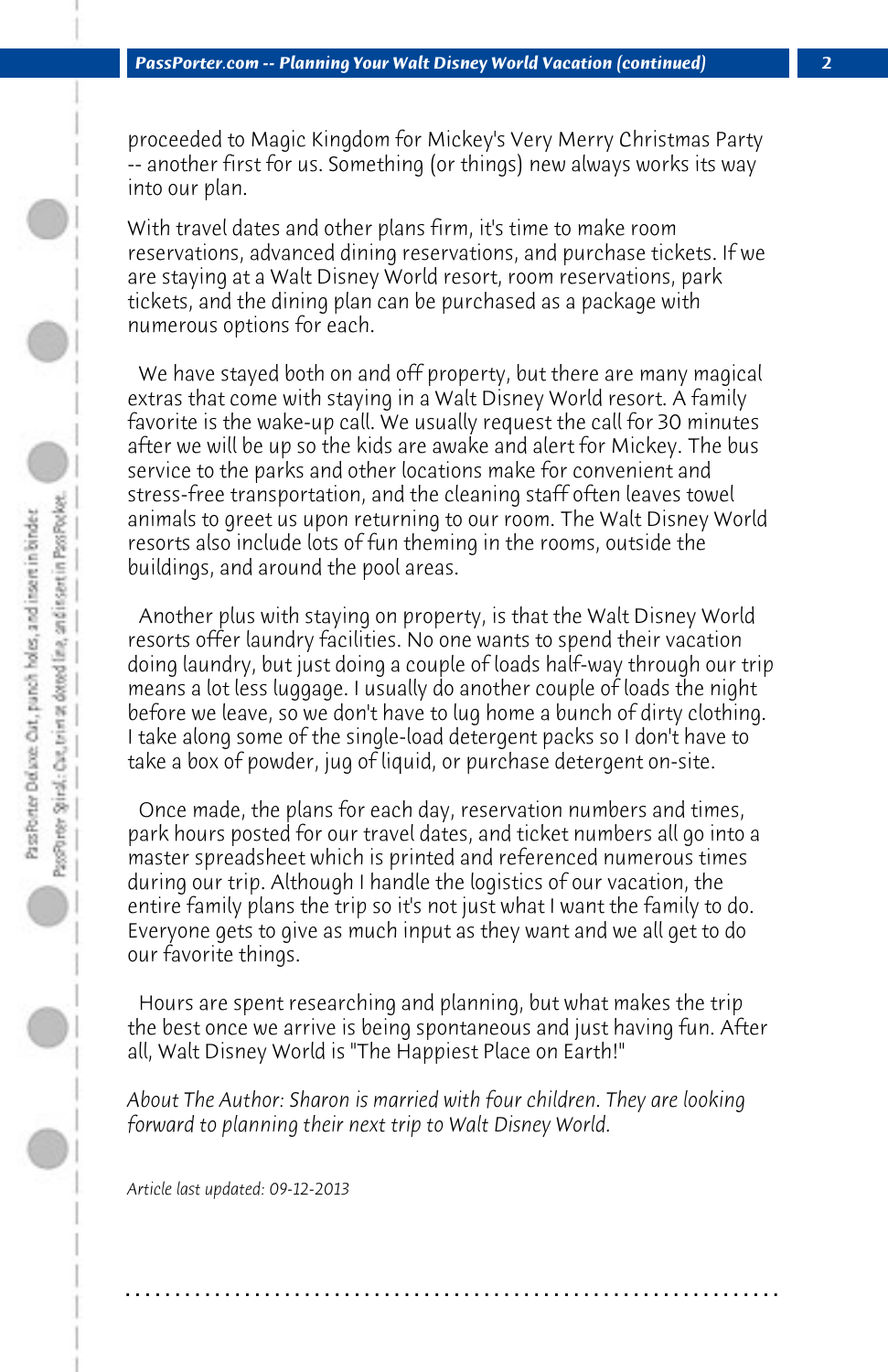proceeded to Magic Kingdom for Mickey's Very Merry Christmas Party -- another first for us. Something (or things) new always works its way into our plan.

With travel dates and other plans firm, it's time to make room reservations, advanced dining reservations, and purchase tickets. If we are staying at a Walt Disney World resort, room reservations, park tickets, and the dining plan can be purchased as a package with numerous options for each.

We have stayed both on and off property, but there are many magical extras that come with staying in a Walt Disney World resort. A family favorite is the wake-up call. We usually request the call for 30 minutes after we will be up so the kids are awake and alert for Mickey. The bus service to the parks and other locations make for convenient and stress-free transportation, and the cleaning staff often leaves towel animals to greet us upon returning to our room. The Walt Disney World resorts also include lots of fun theming in the rooms, outside the buildings, and around the pool areas.

Another plus with staying on property, is that the Walt Disney World resorts offer laundry facilities. No one wants to spend their vacation doing laundry, but just doing a couple of loads half-way through our trip means a lot less luggage. I usually do another couple of loads the night before we leave, so we don't have to lug home a bunch of dirty clothing. I take along some of the single-load detergent packs so I don't have to take a box of powder, jug of liquid, or purchase detergent on-site.

Once made, the plans for each day, reservation numbers and times, park hours posted for our travel dates, and ticket numbers all go into a master spreadsheet which is printed and referenced numerous times during our trip. Although I handle the logistics of our vacation, the entire family plans the trip so it's not just what I want the family to do. Everyone gets to give as much input as they want and we all get to do our favorite things.

Hours are spent researching and planning, but what makes the trip the best once we arrive is being spontaneous and just having fun. After all, Walt Disney World is "The Happiest Place on Earth!"

*About The Author: Sharon is married with four children. They are looking forward to planning their next trip to Walt Disney World.*

*Article last updated: 09-12-2013*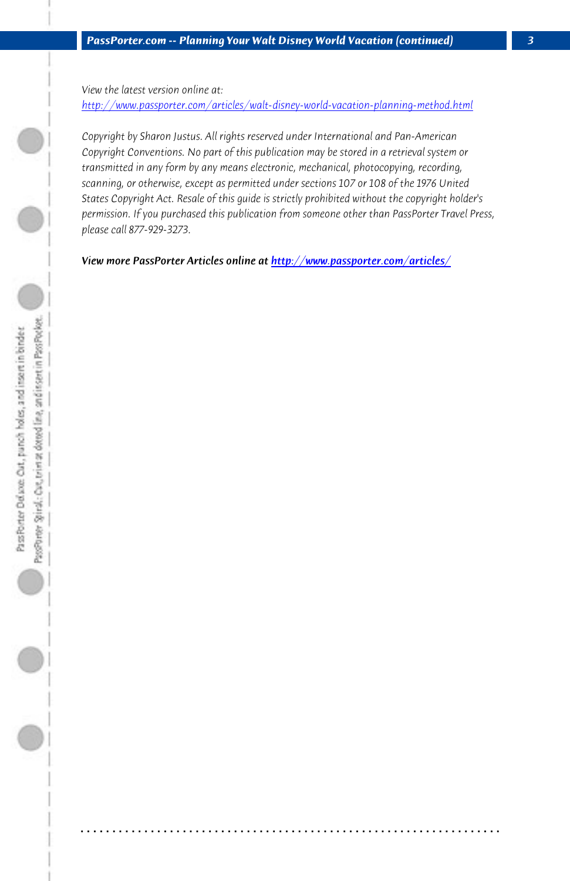*View the latest version online at:*
*http://www.passporter.com/articles/walt-disney-world-vacation-planning-method.html*

*Copyright by Sharon Justus. All rights reserved under International and Pan-American Copyright Conventions. No part of this publication may be stored in a retrieval system or transmitted in any form by any means electronic, mechanical, photocopying, recording, scanning, or otherwise, except as permitted under sections 107 or 108 of the 1976 United States Copyright Act. Resale of this guide is strictly prohibited without the copyright holder's permission. If you purchased this publication from someone other than PassPorter Travel Press, please call 877-929-3273.*

***View more PassPorter Articles online at http://www.passporter.com/articles/***